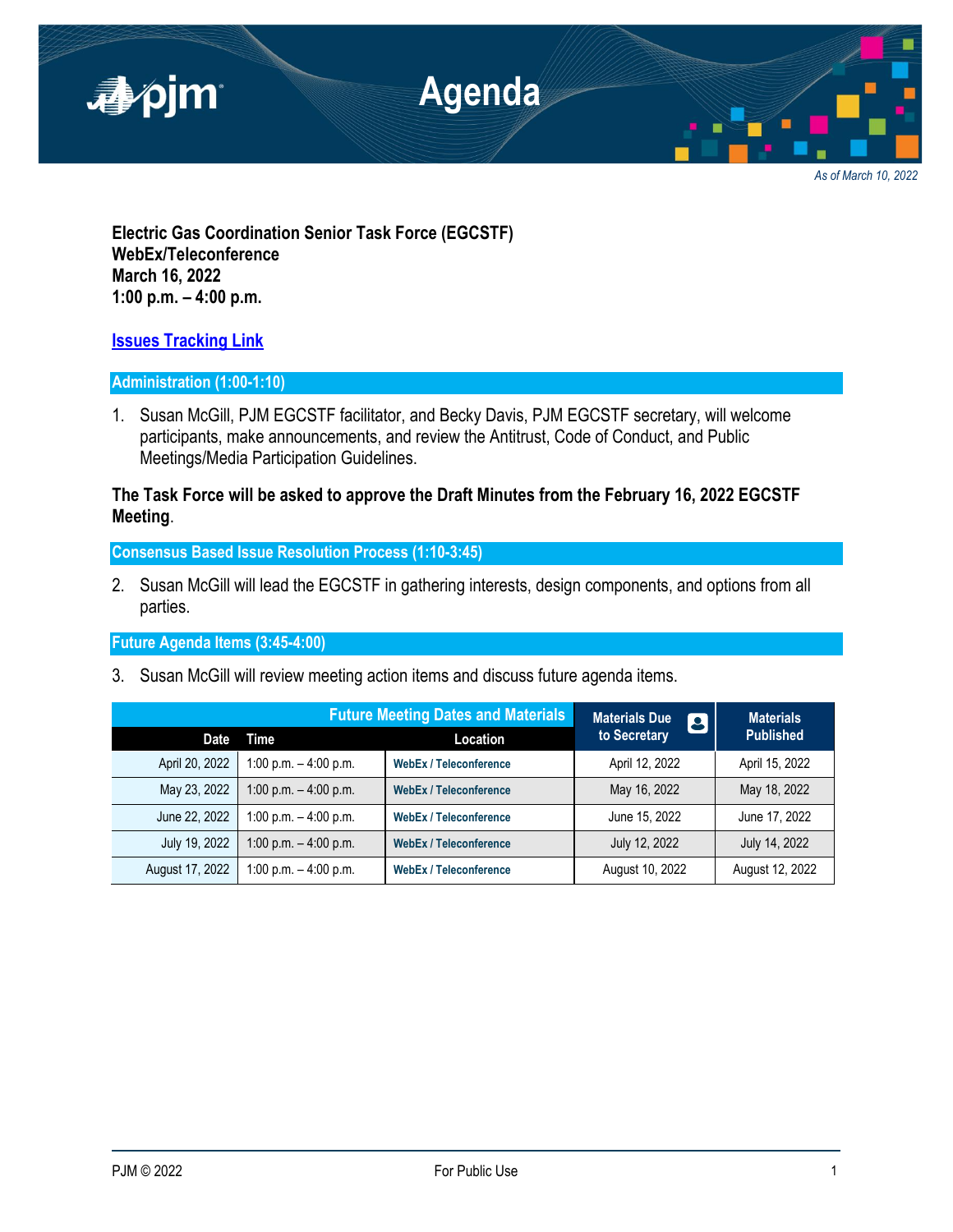# Agenda

*As of March 10, 2022*

**Electric Gas Coordination Senior Task Force (EGCSTF)**
**WebEx/Teleconference**
**March 16, 2022**
**1:00 p.m. – 4:00 p.m.**

**Issues Tracking Link**

## Administration (1:00-1:10)

1. Susan McGill, PJM EGCSTF facilitator, and Becky Davis, PJM EGCSTF secretary, will welcome participants, make announcements, and review the Antitrust, Code of Conduct, and Public Meetings/Media Participation Guidelines.

**The Task Force will be asked to approve the Draft Minutes from the February 16, 2022 EGCSTF Meeting**.

## Consensus Based Issue Resolution Process (1:10-3:45)

2. Susan McGill will lead the EGCSTF in gathering interests, design components, and options from all parties.

## Future Agenda Items (3:45-4:00)

3. Susan McGill will review meeting action items and discuss future agenda items.

| Future Meeting Dates and Materials | | | Materials Due to Secretary | Materials Published |
|---|---|---|---|---|
| **Date** | **Time** | **Location** | | |
| April 20, 2022 | 1:00 p.m. – 4:00 p.m. | WebEx / Teleconference | April 12, 2022 | April 15, 2022 |
| May 23, 2022 | 1:00 p.m. – 4:00 p.m. | WebEx / Teleconference | May 16, 2022 | May 18, 2022 |
| June 22, 2022 | 1:00 p.m. – 4:00 p.m. | WebEx / Teleconference | June 15, 2022 | June 17, 2022 |
| July 19, 2022 | 1:00 p.m. – 4:00 p.m. | WebEx / Teleconference | July 12, 2022 | July 14, 2022 |
| August 17, 2022 | 1:00 p.m. – 4:00 p.m. | WebEx / Teleconference | August 10, 2022 | August 12, 2022 |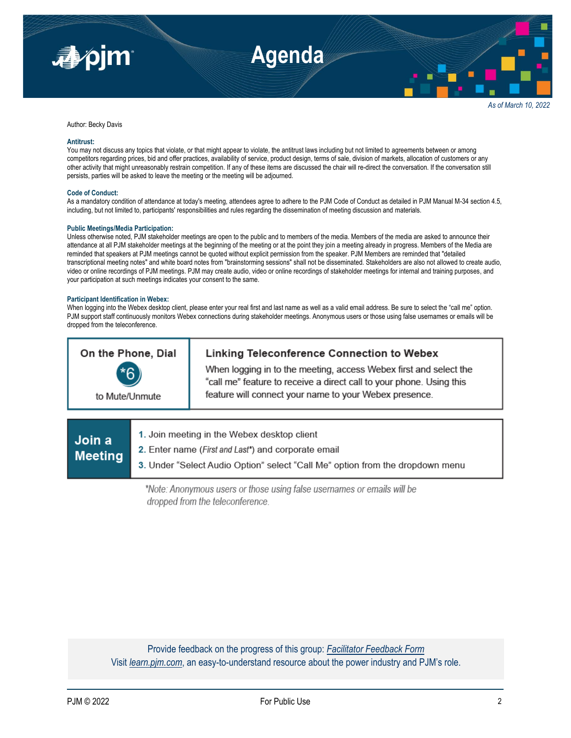# Agenda

*As of March 10, 2022*

Author: Becky Davis

**Antitrust:**
You may not discuss any topics that violate, or that might appear to violate, the antitrust laws including but not limited to agreements between or among competitors regarding prices, bid and offer practices, availability of service, product design, terms of sale, division of markets, allocation of customers or any other activity that might unreasonably restrain competition. If any of these items are discussed the chair will re-direct the conversation. If the conversation still persists, parties will be asked to leave the meeting or the meeting will be adjourned.

**Code of Conduct:**
As a mandatory condition of attendance at today's meeting, attendees agree to adhere to the PJM Code of Conduct as detailed in PJM Manual M-34 section 4.5, including, but not limited to, participants' responsibilities and rules regarding the dissemination of meeting discussion and materials.

**Public Meetings/Media Participation:**
Unless otherwise noted, PJM stakeholder meetings are open to the public and to members of the media. Members of the media are asked to announce their attendance at all PJM stakeholder meetings at the beginning of the meeting or at the point they join a meeting already in progress. Members of the Media are reminded that speakers at PJM meetings cannot be quoted without explicit permission from the speaker. PJM Members are reminded that "detailed transcriptional meeting notes" and white board notes from "brainstorming sessions" shall not be disseminated. Stakeholders are also not allowed to create audio, video or online recordings of PJM meetings. PJM may create audio, video or online recordings of stakeholder meetings for internal and training purposes, and your participation at such meetings indicates your consent to the same.

**Participant Identification in Webex:**
When logging into the Webex desktop client, please enter your real first and last name as well as a valid email address. Be sure to select the "call me" option. PJM support staff continuously monitors Webex connections during stakeholder meetings. Anonymous users or those using false usernames or emails will be dropped from the teleconference.

**On the Phone, Dial** *6 to Mute/Unmute

**Linking Teleconference Connection to Webex**
When logging in to the meeting, access Webex first and select the "call me" feature to receive a direct call to your phone. Using this feature will connect your name to your Webex presence.

**Join a Meeting**

1. Join meeting in the Webex desktop client
2. Enter name (*First and Last*\*) and corporate email
3. Under "Select Audio Option" select "Call Me" option from the dropdown menu

*\*Note: Anonymous users or those using false usernames or emails will be dropped from the teleconference.*

Provide feedback on the progress of this group: *Facilitator Feedback Form*
Visit *learn.pjm.com*, an easy-to-understand resource about the power industry and PJM's role.